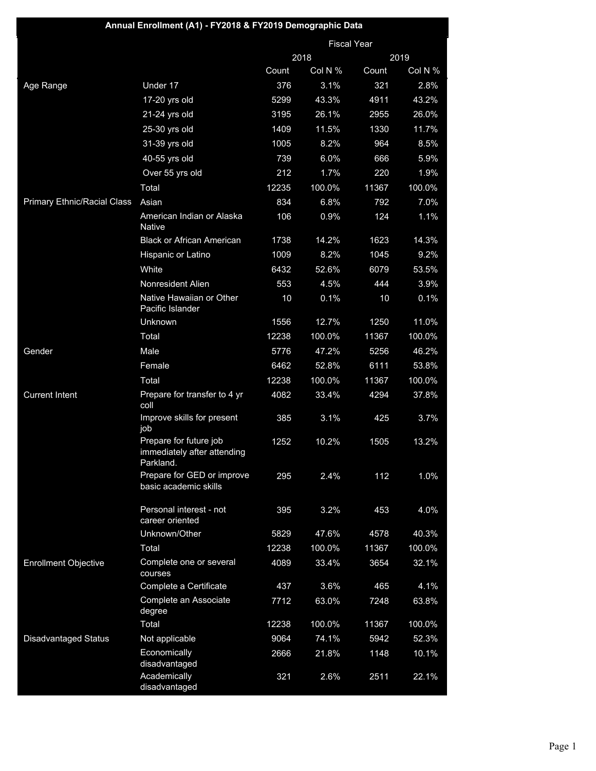## Annual Enrollment (A1) - FY2018 & FY2019 Demographic Data

| | | Fiscal Year | | | |
|---|---|---|---|---|---|
| | | 2018 | | 2019 | |
| | | Count | Col N % | Count | Col N % |
| Age Range | Under 17 | 376 | 3.1% | 321 | 2.8% |
| | 17-20 yrs old | 5299 | 43.3% | 4911 | 43.2% |
| | 21-24 yrs old | 3195 | 26.1% | 2955 | 26.0% |
| | 25-30 yrs old | 1409 | 11.5% | 1330 | 11.7% |
| | 31-39 yrs old | 1005 | 8.2% | 964 | 8.5% |
| | 40-55 yrs old | 739 | 6.0% | 666 | 5.9% |
| | Over 55 yrs old | 212 | 1.7% | 220 | 1.9% |
| | Total | 12235 | 100.0% | 11367 | 100.0% |
| Primary Ethnic/Racial Class | Asian | 834 | 6.8% | 792 | 7.0% |
| | American Indian or Alaska Native | 106 | 0.9% | 124 | 1.1% |
| | Black or African American | 1738 | 14.2% | 1623 | 14.3% |
| | Hispanic or Latino | 1009 | 8.2% | 1045 | 9.2% |
| | White | 6432 | 52.6% | 6079 | 53.5% |
| | Nonresident Alien | 553 | 4.5% | 444 | 3.9% |
| | Native Hawaiian or Other Pacific Islander | 10 | 0.1% | 10 | 0.1% |
| | Unknown | 1556 | 12.7% | 1250 | 11.0% |
| | Total | 12238 | 100.0% | 11367 | 100.0% |
| Gender | Male | 5776 | 47.2% | 5256 | 46.2% |
| | Female | 6462 | 52.8% | 6111 | 53.8% |
| | Total | 12238 | 100.0% | 11367 | 100.0% |
| Current Intent | Prepare for transfer to 4 yr coll | 4082 | 33.4% | 4294 | 37.8% |
| | Improve skills for present job | 385 | 3.1% | 425 | 3.7% |
| | Prepare for future job immediately after attending Parkland. | 1252 | 10.2% | 1505 | 13.2% |
| | Prepare for GED or improve basic academic skills | 295 | 2.4% | 112 | 1.0% |
| | Personal interest - not career oriented | 395 | 3.2% | 453 | 4.0% |
| | Unknown/Other | 5829 | 47.6% | 4578 | 40.3% |
| | Total | 12238 | 100.0% | 11367 | 100.0% |
| Enrollment Objective | Complete one or several courses | 4089 | 33.4% | 3654 | 32.1% |
| | Complete a Certificate | 437 | 3.6% | 465 | 4.1% |
| | Complete an Associate degree | 7712 | 63.0% | 7248 | 63.8% |
| | Total | 12238 | 100.0% | 11367 | 100.0% |
| Disadvantaged Status | Not applicable | 9064 | 74.1% | 5942 | 52.3% |
| | Economically disadvantaged | 2666 | 21.8% | 1148 | 10.1% |
| | Academically disadvantaged | 321 | 2.6% | 2511 | 22.1% |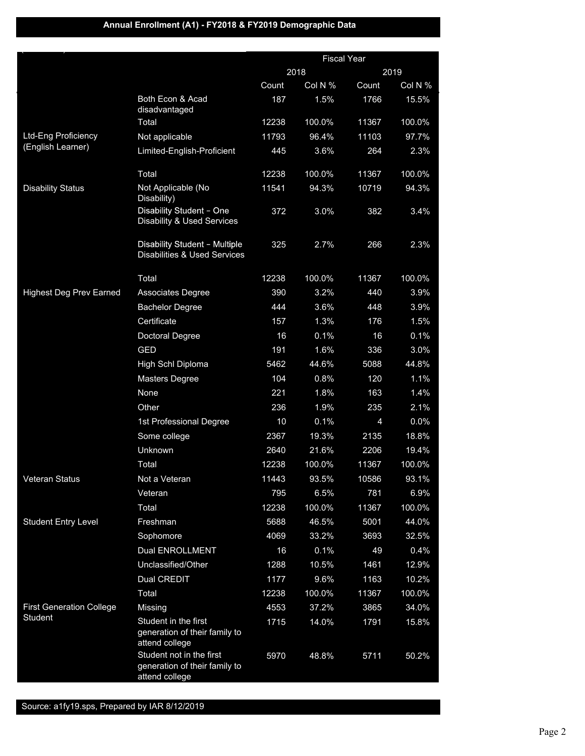**Annual Enrollment (A1) - FY2018 & FY2019 Demographic Data**

| | | Fiscal Year | | | |
|---|---|---|---|---|---|
| | | 2018 | | 2019 | |
| | | Count | Col N % | Count | Col N % |
| | Both Econ & Acad disadvantaged | 187 | 1.5% | 1766 | 15.5% |
| | Total | 12238 | 100.0% | 11367 | 100.0% |
| Ltd-Eng Proficiency (English Learner) | Not applicable | 11793 | 96.4% | 11103 | 97.7% |
| | Limited-English-Proficient | 445 | 3.6% | 264 | 2.3% |
| | Total | 12238 | 100.0% | 11367 | 100.0% |
| Disability Status | Not Applicable (No Disability) | 11541 | 94.3% | 10719 | 94.3% |
| | Disability Student - One Disability & Used Services | 372 | 3.0% | 382 | 3.4% |
| | Disability Student - Multiple Disabilities & Used Services | 325 | 2.7% | 266 | 2.3% |
| | Total | 12238 | 100.0% | 11367 | 100.0% |
| Highest Deg Prev Earned | Associates Degree | 390 | 3.2% | 440 | 3.9% |
| | Bachelor Degree | 444 | 3.6% | 448 | 3.9% |
| | Certificate | 157 | 1.3% | 176 | 1.5% |
| | Doctoral Degree | 16 | 0.1% | 16 | 0.1% |
| | GED | 191 | 1.6% | 336 | 3.0% |
| | High Schl Diploma | 5462 | 44.6% | 5088 | 44.8% |
| | Masters Degree | 104 | 0.8% | 120 | 1.1% |
| | None | 221 | 1.8% | 163 | 1.4% |
| | Other | 236 | 1.9% | 235 | 2.1% |
| | 1st Professional Degree | 10 | 0.1% | 4 | 0.0% |
| | Some college | 2367 | 19.3% | 2135 | 18.8% |
| | Unknown | 2640 | 21.6% | 2206 | 19.4% |
| | Total | 12238 | 100.0% | 11367 | 100.0% |
| Veteran Status | Not a Veteran | 11443 | 93.5% | 10586 | 93.1% |
| | Veteran | 795 | 6.5% | 781 | 6.9% |
| | Total | 12238 | 100.0% | 11367 | 100.0% |
| Student Entry Level | Freshman | 5688 | 46.5% | 5001 | 44.0% |
| | Sophomore | 4069 | 33.2% | 3693 | 32.5% |
| | Dual ENROLLMENT | 16 | 0.1% | 49 | 0.4% |
| | Unclassified/Other | 1288 | 10.5% | 1461 | 12.9% |
| | Dual CREDIT | 1177 | 9.6% | 1163 | 10.2% |
| | Total | 12238 | 100.0% | 11367 | 100.0% |
| First Generation College Student | Missing | 4553 | 37.2% | 3865 | 34.0% |
| | Student in the first generation of their family to attend college | 1715 | 14.0% | 1791 | 15.8% |
| | Student not in the first generation of their family to attend college | 5970 | 48.8% | 5711 | 50.2% |

Source: a1fy19.sps, Prepared by IAR 8/12/2019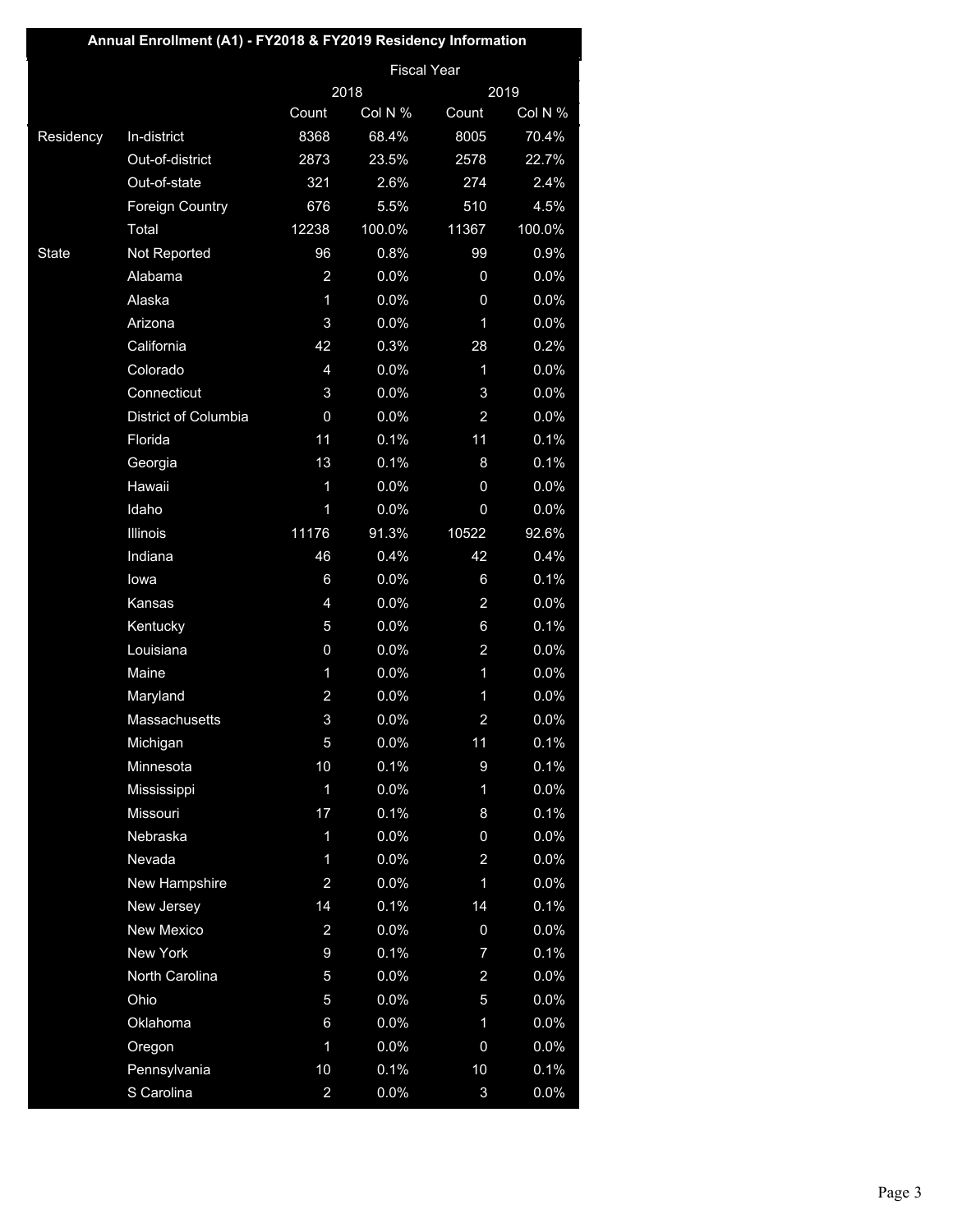| Annual Enrollment (A1) - FY2018 & FY2019 Residency Information | | | | | |
|---|---|---|---|---|---|
| | | Fiscal Year | | | |
| | | 2018 | | 2019 | |
| | | Count | Col N % | Count | Col N % |
| Residency | In-district | 8368 | 68.4% | 8005 | 70.4% |
| | Out-of-district | 2873 | 23.5% | 2578 | 22.7% |
| | Out-of-state | 321 | 2.6% | 274 | 2.4% |
| | Foreign Country | 676 | 5.5% | 510 | 4.5% |
| | Total | 12238 | 100.0% | 11367 | 100.0% |
| State | Not Reported | 96 | 0.8% | 99 | 0.9% |
| | Alabama | 2 | 0.0% | 0 | 0.0% |
| | Alaska | 1 | 0.0% | 0 | 0.0% |
| | Arizona | 3 | 0.0% | 1 | 0.0% |
| | California | 42 | 0.3% | 28 | 0.2% |
| | Colorado | 4 | 0.0% | 1 | 0.0% |
| | Connecticut | 3 | 0.0% | 3 | 0.0% |
| | District of Columbia | 0 | 0.0% | 2 | 0.0% |
| | Florida | 11 | 0.1% | 11 | 0.1% |
| | Georgia | 13 | 0.1% | 8 | 0.1% |
| | Hawaii | 1 | 0.0% | 0 | 0.0% |
| | Idaho | 1 | 0.0% | 0 | 0.0% |
| | Illinois | 11176 | 91.3% | 10522 | 92.6% |
| | Indiana | 46 | 0.4% | 42 | 0.4% |
| | Iowa | 6 | 0.0% | 6 | 0.1% |
| | Kansas | 4 | 0.0% | 2 | 0.0% |
| | Kentucky | 5 | 0.0% | 6 | 0.1% |
| | Louisiana | 0 | 0.0% | 2 | 0.0% |
| | Maine | 1 | 0.0% | 1 | 0.0% |
| | Maryland | 2 | 0.0% | 1 | 0.0% |
| | Massachusetts | 3 | 0.0% | 2 | 0.0% |
| | Michigan | 5 | 0.0% | 11 | 0.1% |
| | Minnesota | 10 | 0.1% | 9 | 0.1% |
| | Mississippi | 1 | 0.0% | 1 | 0.0% |
| | Missouri | 17 | 0.1% | 8 | 0.1% |
| | Nebraska | 1 | 0.0% | 0 | 0.0% |
| | Nevada | 1 | 0.0% | 2 | 0.0% |
| | New Hampshire | 2 | 0.0% | 1 | 0.0% |
| | New Jersey | 14 | 0.1% | 14 | 0.1% |
| | New Mexico | 2 | 0.0% | 0 | 0.0% |
| | New York | 9 | 0.1% | 7 | 0.1% |
| | North Carolina | 5 | 0.0% | 2 | 0.0% |
| | Ohio | 5 | 0.0% | 5 | 0.0% |
| | Oklahoma | 6 | 0.0% | 1 | 0.0% |
| | Oregon | 1 | 0.0% | 0 | 0.0% |
| | Pennsylvania | 10 | 0.1% | 10 | 0.1% |
| | S Carolina | 2 | 0.0% | 3 | 0.0% |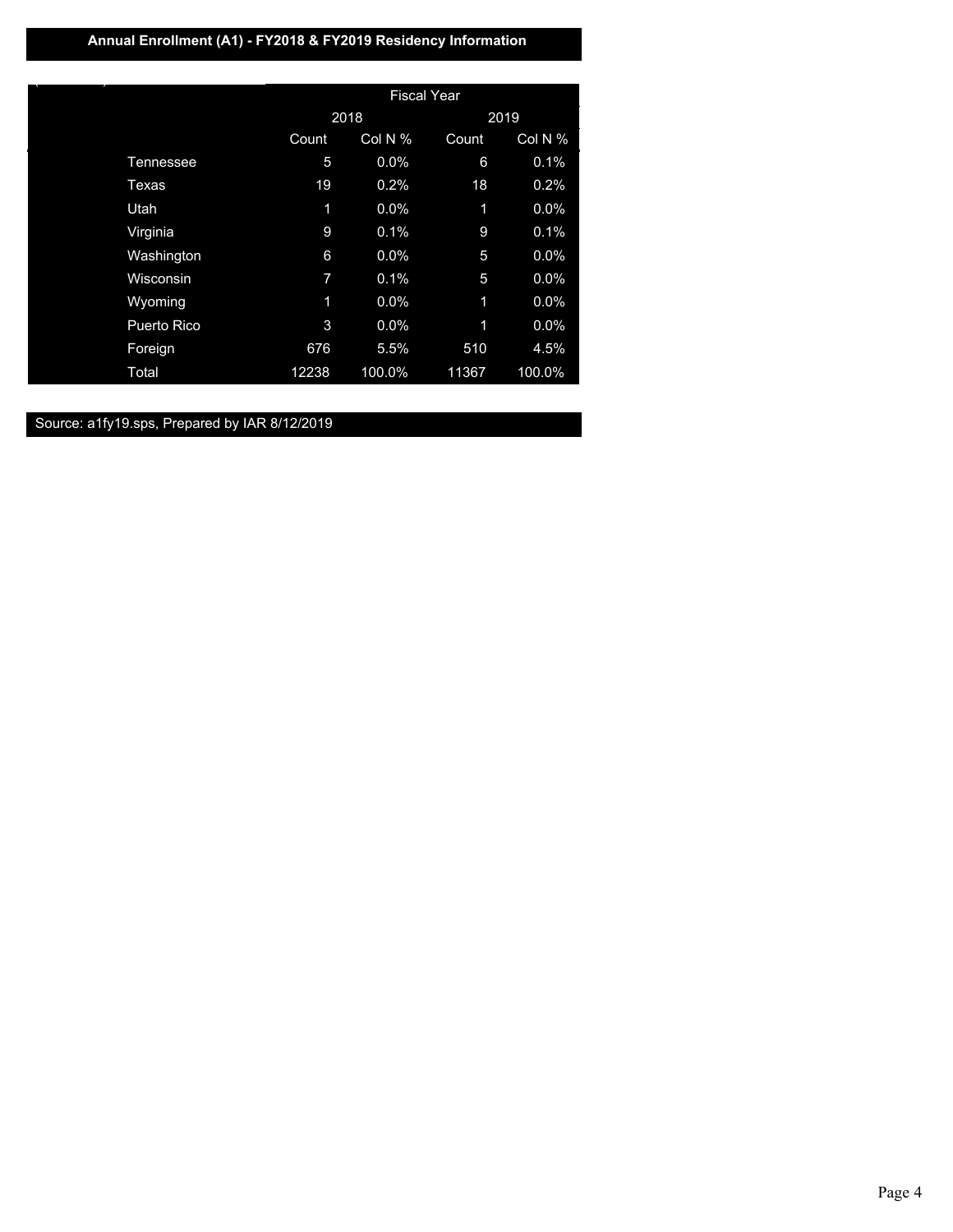## Annual Enrollment (A1) - FY2018 & FY2019 Residency Information

| | Fiscal Year | | | |
|---|---|---|---|---|
| | 2018 | | 2019 | |
| | Count | Col N % | Count | Col N % |
| Tennessee | 5 | 0.0% | 6 | 0.1% |
| Texas | 19 | 0.2% | 18 | 0.2% |
| Utah | 1 | 0.0% | 1 | 0.0% |
| Virginia | 9 | 0.1% | 9 | 0.1% |
| Washington | 6 | 0.0% | 5 | 0.0% |
| Wisconsin | 7 | 0.1% | 5 | 0.0% |
| Wyoming | 1 | 0.0% | 1 | 0.0% |
| Puerto Rico | 3 | 0.0% | 1 | 0.0% |
| Foreign | 676 | 5.5% | 510 | 4.5% |
| Total | 12238 | 100.0% | 11367 | 100.0% |

Source: a1fy19.sps, Prepared by IAR 8/12/2019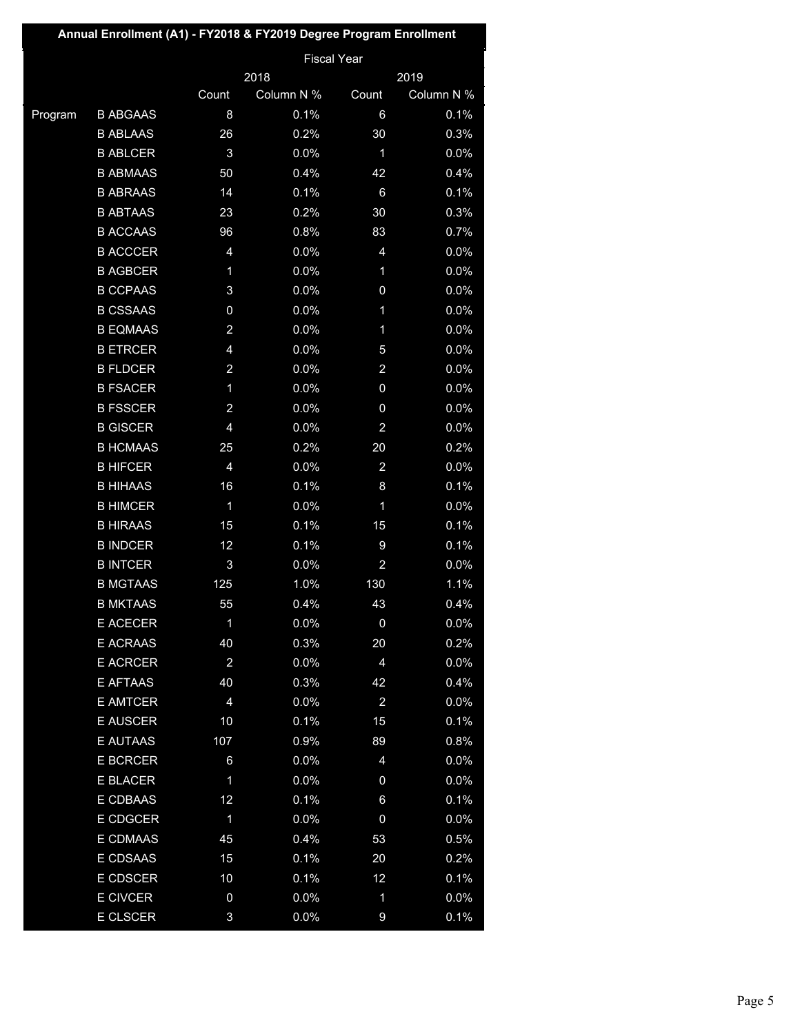## Annual Enrollment (A1) - FY2018 & FY2019 Degree Program Enrollment

| | | Fiscal Year | | | |
|---|---|---|---|---|---|
| | | 2018 | | 2019 | |
| | | Count | Column N % | Count | Column N % |
| Program | B ABGAAS | 8 | 0.1% | 6 | 0.1% |
| | B ABLAAS | 26 | 0.2% | 30 | 0.3% |
| | B ABLCER | 3 | 0.0% | 1 | 0.0% |
| | B ABMAAS | 50 | 0.4% | 42 | 0.4% |
| | B ABRAAS | 14 | 0.1% | 6 | 0.1% |
| | B ABTAAS | 23 | 0.2% | 30 | 0.3% |
| | B ACCAAS | 96 | 0.8% | 83 | 0.7% |
| | B ACCCER | 4 | 0.0% | 4 | 0.0% |
| | B AGBCER | 1 | 0.0% | 1 | 0.0% |
| | B CCPAAS | 3 | 0.0% | 0 | 0.0% |
| | B CSSAAS | 0 | 0.0% | 1 | 0.0% |
| | B EQMAAS | 2 | 0.0% | 1 | 0.0% |
| | B ETRCER | 4 | 0.0% | 5 | 0.0% |
| | B FLDCER | 2 | 0.0% | 2 | 0.0% |
| | B FSACER | 1 | 0.0% | 0 | 0.0% |
| | B FSSCER | 2 | 0.0% | 0 | 0.0% |
| | B GISCER | 4 | 0.0% | 2 | 0.0% |
| | B HCMAAS | 25 | 0.2% | 20 | 0.2% |
| | B HIFCER | 4 | 0.0% | 2 | 0.0% |
| | B HIHAAS | 16 | 0.1% | 8 | 0.1% |
| | B HIMCER | 1 | 0.0% | 1 | 0.0% |
| | B HIRAAS | 15 | 0.1% | 15 | 0.1% |
| | B INDCER | 12 | 0.1% | 9 | 0.1% |
| | B INTCER | 3 | 0.0% | 2 | 0.0% |
| | B MGTAAS | 125 | 1.0% | 130 | 1.1% |
| | B MKTAAS | 55 | 0.4% | 43 | 0.4% |
| | E ACECER | 1 | 0.0% | 0 | 0.0% |
| | E ACRAAS | 40 | 0.3% | 20 | 0.2% |
| | E ACRCER | 2 | 0.0% | 4 | 0.0% |
| | E AFTAAS | 40 | 0.3% | 42 | 0.4% |
| | E AMTCER | 4 | 0.0% | 2 | 0.0% |
| | E AUSCER | 10 | 0.1% | 15 | 0.1% |
| | E AUTAAS | 107 | 0.9% | 89 | 0.8% |
| | E BCRCER | 6 | 0.0% | 4 | 0.0% |
| | E BLACER | 1 | 0.0% | 0 | 0.0% |
| | E CDBAAS | 12 | 0.1% | 6 | 0.1% |
| | E CDGCER | 1 | 0.0% | 0 | 0.0% |
| | E CDMAAS | 45 | 0.4% | 53 | 0.5% |
| | E CDSAAS | 15 | 0.1% | 20 | 0.2% |
| | E CDSCER | 10 | 0.1% | 12 | 0.1% |
| | E CIVCER | 0 | 0.0% | 1 | 0.0% |
| | E CLSCER | 3 | 0.0% | 9 | 0.1% |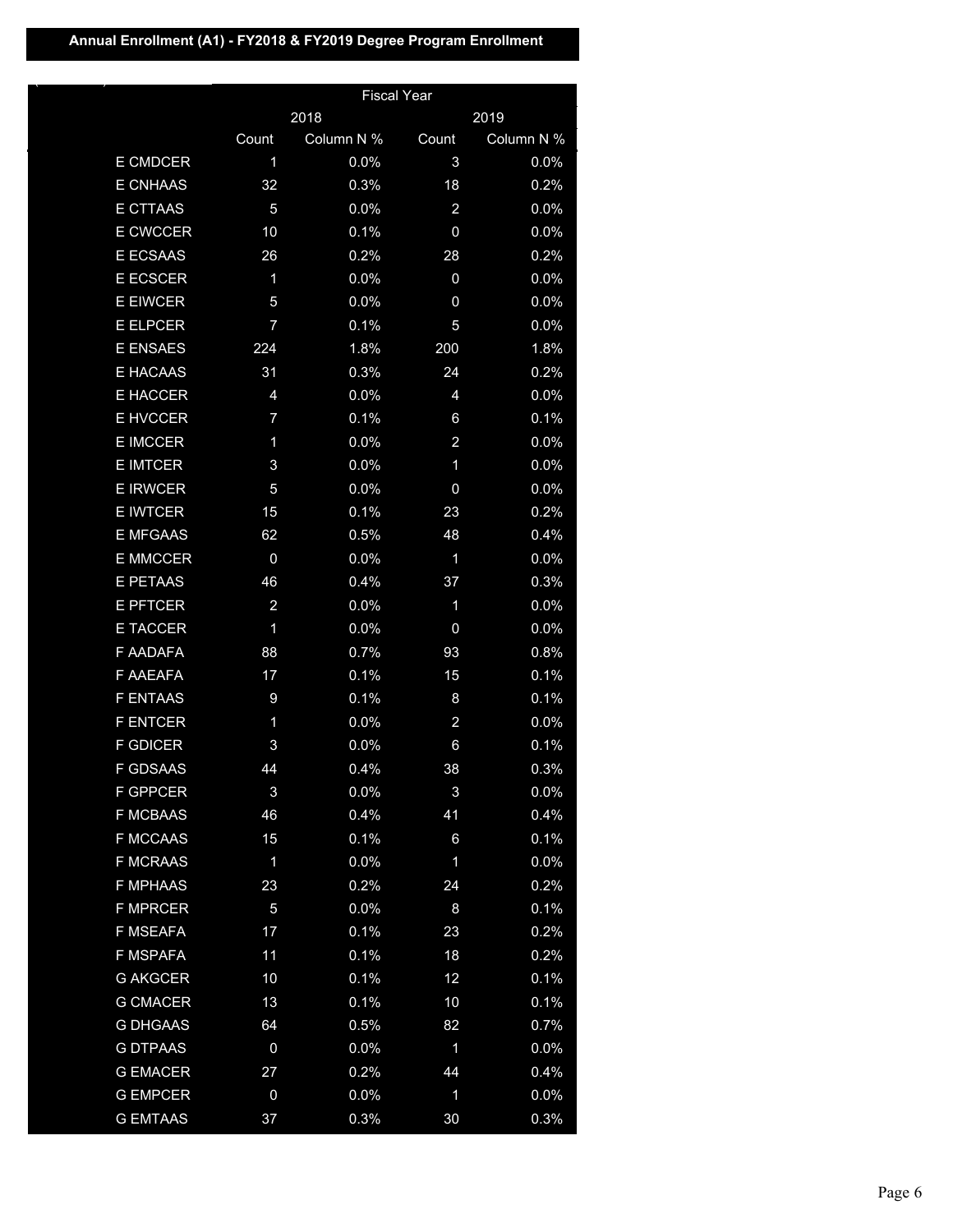**Annual Enrollment (A1) - FY2018 & FY2019 Degree Program Enrollment**

| | Fiscal Year | | | |
|---|---|---|---|---|
| | 2018 | | 2019 | |
| | Count | Column N % | Count | Column N % |
| E CMDCER | 1 | 0.0% | 3 | 0.0% |
| E CNHAAS | 32 | 0.3% | 18 | 0.2% |
| E CTTAAS | 5 | 0.0% | 2 | 0.0% |
| E CWCCER | 10 | 0.1% | 0 | 0.0% |
| E ECSAAS | 26 | 0.2% | 28 | 0.2% |
| E ECSCER | 1 | 0.0% | 0 | 0.0% |
| E EIWCER | 5 | 0.0% | 0 | 0.0% |
| E ELPCER | 7 | 0.1% | 5 | 0.0% |
| E ENSAES | 224 | 1.8% | 200 | 1.8% |
| E HACAAS | 31 | 0.3% | 24 | 0.2% |
| E HACCER | 4 | 0.0% | 4 | 0.0% |
| E HVCCER | 7 | 0.1% | 6 | 0.1% |
| E IMCCER | 1 | 0.0% | 2 | 0.0% |
| E IMTCER | 3 | 0.0% | 1 | 0.0% |
| E IRWCER | 5 | 0.0% | 0 | 0.0% |
| E IWTCER | 15 | 0.1% | 23 | 0.2% |
| E MFGAAS | 62 | 0.5% | 48 | 0.4% |
| E MMCCER | 0 | 0.0% | 1 | 0.0% |
| E PETAAS | 46 | 0.4% | 37 | 0.3% |
| E PFTCER | 2 | 0.0% | 1 | 0.0% |
| E TACCER | 1 | 0.0% | 0 | 0.0% |
| F AADAFA | 88 | 0.7% | 93 | 0.8% |
| F AAEAFA | 17 | 0.1% | 15 | 0.1% |
| F ENTAAS | 9 | 0.1% | 8 | 0.1% |
| F ENTCER | 1 | 0.0% | 2 | 0.0% |
| F GDICER | 3 | 0.0% | 6 | 0.1% |
| F GDSAAS | 44 | 0.4% | 38 | 0.3% |
| F GPPCER | 3 | 0.0% | 3 | 0.0% |
| F MCBAAS | 46 | 0.4% | 41 | 0.4% |
| F MCCAAS | 15 | 0.1% | 6 | 0.1% |
| F MCRAAS | 1 | 0.0% | 1 | 0.0% |
| F MPHAAS | 23 | 0.2% | 24 | 0.2% |
| F MPRCER | 5 | 0.0% | 8 | 0.1% |
| F MSEAFA | 17 | 0.1% | 23 | 0.2% |
| F MSPAFA | 11 | 0.1% | 18 | 0.2% |
| G AKGCER | 10 | 0.1% | 12 | 0.1% |
| G CMACER | 13 | 0.1% | 10 | 0.1% |
| G DHGAAS | 64 | 0.5% | 82 | 0.7% |
| G DTPAAS | 0 | 0.0% | 1 | 0.0% |
| G EMACER | 27 | 0.2% | 44 | 0.4% |
| G EMPCER | 0 | 0.0% | 1 | 0.0% |
| G EMTAAS | 37 | 0.3% | 30 | 0.3% |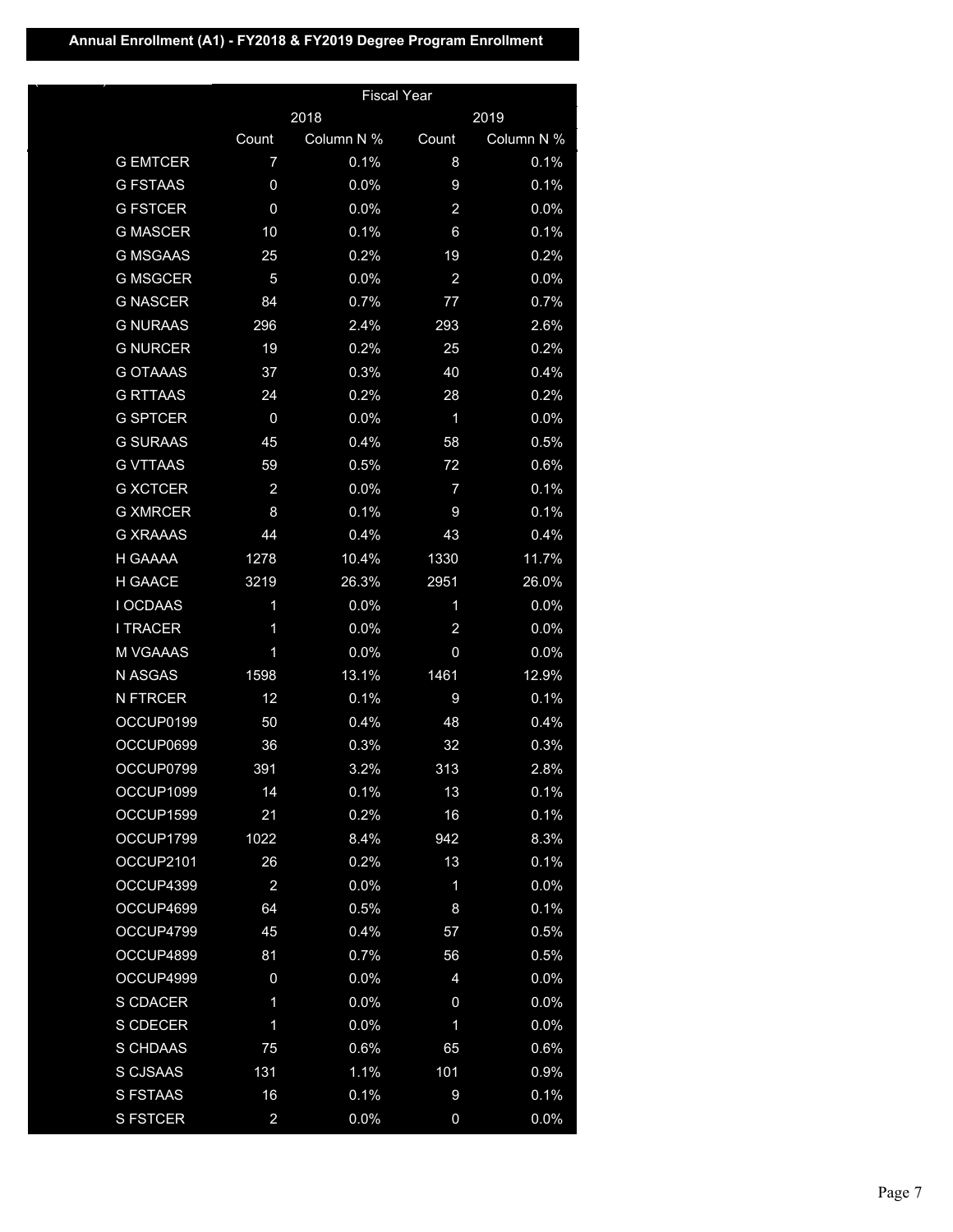**Annual Enrollment (A1) - FY2018 & FY2019 Degree Program Enrollment**

| | Fiscal Year | | | |
|---|---|---|---|---|
| | 2018 | | 2019 | |
| | Count | Column N % | Count | Column N % |
| G EMTCER | 7 | 0.1% | 8 | 0.1% |
| G FSTAAS | 0 | 0.0% | 9 | 0.1% |
| G FSTCER | 0 | 0.0% | 2 | 0.0% |
| G MASCER | 10 | 0.1% | 6 | 0.1% |
| G MSGAAS | 25 | 0.2% | 19 | 0.2% |
| G MSGCER | 5 | 0.0% | 2 | 0.0% |
| G NASCER | 84 | 0.7% | 77 | 0.7% |
| G NURAAS | 296 | 2.4% | 293 | 2.6% |
| G NURCER | 19 | 0.2% | 25 | 0.2% |
| G OTAAAS | 37 | 0.3% | 40 | 0.4% |
| G RTTAAS | 24 | 0.2% | 28 | 0.2% |
| G SPTCER | 0 | 0.0% | 1 | 0.0% |
| G SURAAS | 45 | 0.4% | 58 | 0.5% |
| G VTTAAS | 59 | 0.5% | 72 | 0.6% |
| G XCTCER | 2 | 0.0% | 7 | 0.1% |
| G XMRCER | 8 | 0.1% | 9 | 0.1% |
| G XRAAAS | 44 | 0.4% | 43 | 0.4% |
| H GAAAA | 1278 | 10.4% | 1330 | 11.7% |
| H GAACE | 3219 | 26.3% | 2951 | 26.0% |
| I OCDAAS | 1 | 0.0% | 1 | 0.0% |
| I TRACER | 1 | 0.0% | 2 | 0.0% |
| M VGAAAS | 1 | 0.0% | 0 | 0.0% |
| N ASGAS | 1598 | 13.1% | 1461 | 12.9% |
| N FTRCER | 12 | 0.1% | 9 | 0.1% |
| OCCUP0199 | 50 | 0.4% | 48 | 0.4% |
| OCCUP0699 | 36 | 0.3% | 32 | 0.3% |
| OCCUP0799 | 391 | 3.2% | 313 | 2.8% |
| OCCUP1099 | 14 | 0.1% | 13 | 0.1% |
| OCCUP1599 | 21 | 0.2% | 16 | 0.1% |
| OCCUP1799 | 1022 | 8.4% | 942 | 8.3% |
| OCCUP2101 | 26 | 0.2% | 13 | 0.1% |
| OCCUP4399 | 2 | 0.0% | 1 | 0.0% |
| OCCUP4699 | 64 | 0.5% | 8 | 0.1% |
| OCCUP4799 | 45 | 0.4% | 57 | 0.5% |
| OCCUP4899 | 81 | 0.7% | 56 | 0.5% |
| OCCUP4999 | 0 | 0.0% | 4 | 0.0% |
| S CDACER | 1 | 0.0% | 0 | 0.0% |
| S CDECER | 1 | 0.0% | 1 | 0.0% |
| S CHDAAS | 75 | 0.6% | 65 | 0.6% |
| S CJSAAS | 131 | 1.1% | 101 | 0.9% |
| S FSTAAS | 16 | 0.1% | 9 | 0.1% |
| S FSTCER | 2 | 0.0% | 0 | 0.0% |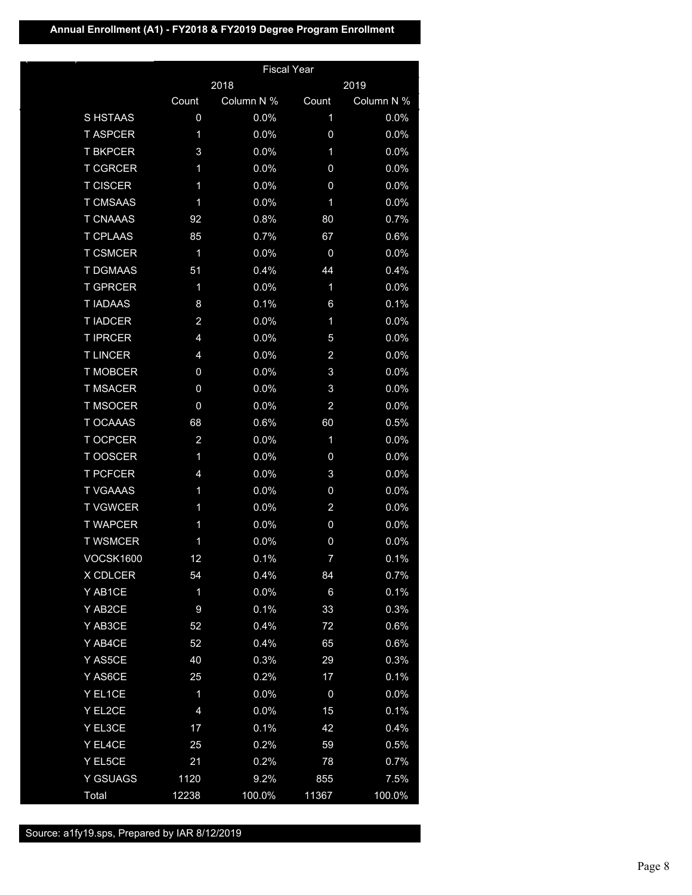**Annual Enrollment (A1) - FY2018 & FY2019 Degree Program Enrollment**

| | Fiscal Year | | | |
|---|---|---|---|---|
| | 2018 | | 2019 | |
| | Count | Column N % | Count | Column N % |
| S HSTAAS | 0 | 0.0% | 1 | 0.0% |
| T ASPCER | 1 | 0.0% | 0 | 0.0% |
| T BKPCER | 3 | 0.0% | 1 | 0.0% |
| T CGRCER | 1 | 0.0% | 0 | 0.0% |
| T CISCER | 1 | 0.0% | 0 | 0.0% |
| T CMSAAS | 1 | 0.0% | 1 | 0.0% |
| T CNAAAS | 92 | 0.8% | 80 | 0.7% |
| T CPLAAS | 85 | 0.7% | 67 | 0.6% |
| T CSMCER | 1 | 0.0% | 0 | 0.0% |
| T DGMAAS | 51 | 0.4% | 44 | 0.4% |
| T GPRCER | 1 | 0.0% | 1 | 0.0% |
| T IADAAS | 8 | 0.1% | 6 | 0.1% |
| T IADCER | 2 | 0.0% | 1 | 0.0% |
| T IPRCER | 4 | 0.0% | 5 | 0.0% |
| T LINCER | 4 | 0.0% | 2 | 0.0% |
| T MOBCER | 0 | 0.0% | 3 | 0.0% |
| T MSACER | 0 | 0.0% | 3 | 0.0% |
| T MSOCER | 0 | 0.0% | 2 | 0.0% |
| T OCAAAS | 68 | 0.6% | 60 | 0.5% |
| T OCPCER | 2 | 0.0% | 1 | 0.0% |
| T OOSCER | 1 | 0.0% | 0 | 0.0% |
| T PCFCER | 4 | 0.0% | 3 | 0.0% |
| T VGAAAS | 1 | 0.0% | 0 | 0.0% |
| T VGWCER | 1 | 0.0% | 2 | 0.0% |
| T WAPCER | 1 | 0.0% | 0 | 0.0% |
| T WSMCER | 1 | 0.0% | 0 | 0.0% |
| VOCSK1600 | 12 | 0.1% | 7 | 0.1% |
| X CDLCER | 54 | 0.4% | 84 | 0.7% |
| Y AB1CE | 1 | 0.0% | 6 | 0.1% |
| Y AB2CE | 9 | 0.1% | 33 | 0.3% |
| Y AB3CE | 52 | 0.4% | 72 | 0.6% |
| Y AB4CE | 52 | 0.4% | 65 | 0.6% |
| Y AS5CE | 40 | 0.3% | 29 | 0.3% |
| Y AS6CE | 25 | 0.2% | 17 | 0.1% |
| Y EL1CE | 1 | 0.0% | 0 | 0.0% |
| Y EL2CE | 4 | 0.0% | 15 | 0.1% |
| Y EL3CE | 17 | 0.1% | 42 | 0.4% |
| Y EL4CE | 25 | 0.2% | 59 | 0.5% |
| Y EL5CE | 21 | 0.2% | 78 | 0.7% |
| Y GSUAGS | 1120 | 9.2% | 855 | 7.5% |
| Total | 12238 | 100.0% | 11367 | 100.0% |

Source: a1fy19.sps, Prepared by IAR 8/12/2019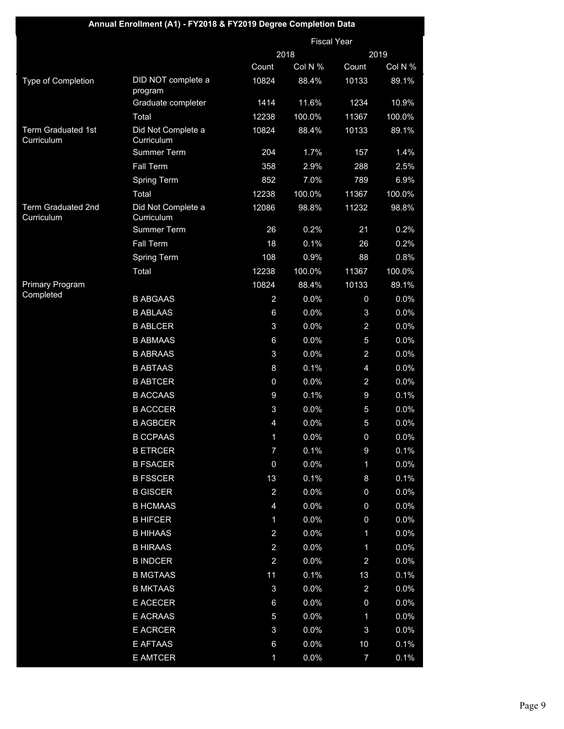# Annual Enrollment (A1) - FY2018 & FY2019 Degree Completion Data

| | | Fiscal Year | | | |
|---|---|---|---|---|---|
| | | 2018 | | 2019 | |
| | | Count | Col N % | Count | Col N % |
| Type of Completion | DID NOT complete a program | 10824 | 88.4% | 10133 | 89.1% |
| | Graduate completer | 1414 | 11.6% | 1234 | 10.9% |
| | Total | 12238 | 100.0% | 11367 | 100.0% |
| Term Graduated 1st Curriculum | Did Not Complete a Curriculum | 10824 | 88.4% | 10133 | 89.1% |
| | Summer Term | 204 | 1.7% | 157 | 1.4% |
| | Fall Term | 358 | 2.9% | 288 | 2.5% |
| | Spring Term | 852 | 7.0% | 789 | 6.9% |
| | Total | 12238 | 100.0% | 11367 | 100.0% |
| Term Graduated 2nd Curriculum | Did Not Complete a Curriculum | 12086 | 98.8% | 11232 | 98.8% |
| | Summer Term | 26 | 0.2% | 21 | 0.2% |
| | Fall Term | 18 | 0.1% | 26 | 0.2% |
| | Spring Term | 108 | 0.9% | 88 | 0.8% |
| | Total | 12238 | 100.0% | 11367 | 100.0% |
| Primary Program Completed | | 10824 | 88.4% | 10133 | 89.1% |
| | B ABGAAS | 2 | 0.0% | 0 | 0.0% |
| | B ABLAAS | 6 | 0.0% | 3 | 0.0% |
| | B ABLCER | 3 | 0.0% | 2 | 0.0% |
| | B ABMAAS | 6 | 0.0% | 5 | 0.0% |
| | B ABRAAS | 3 | 0.0% | 2 | 0.0% |
| | B ABTAAS | 8 | 0.1% | 4 | 0.0% |
| | B ABTCER | 0 | 0.0% | 2 | 0.0% |
| | B ACCAAS | 9 | 0.1% | 9 | 0.1% |
| | B ACCCER | 3 | 0.0% | 5 | 0.0% |
| | B AGBCER | 4 | 0.0% | 5 | 0.0% |
| | B CCPAAS | 1 | 0.0% | 0 | 0.0% |
| | B ETRCER | 7 | 0.1% | 9 | 0.1% |
| | B FSACER | 0 | 0.0% | 1 | 0.0% |
| | B FSSCER | 13 | 0.1% | 8 | 0.1% |
| | B GISCER | 2 | 0.0% | 0 | 0.0% |
| | B HCMAAS | 4 | 0.0% | 0 | 0.0% |
| | B HIFCER | 1 | 0.0% | 0 | 0.0% |
| | B HIHAAS | 2 | 0.0% | 1 | 0.0% |
| | B HIRAAS | 2 | 0.0% | 1 | 0.0% |
| | B INDCER | 2 | 0.0% | 2 | 0.0% |
| | B MGTAAS | 11 | 0.1% | 13 | 0.1% |
| | B MKTAAS | 3 | 0.0% | 2 | 0.0% |
| | E ACECER | 6 | 0.0% | 0 | 0.0% |
| | E ACRAAS | 5 | 0.0% | 1 | 0.0% |
| | E ACRCER | 3 | 0.0% | 3 | 0.0% |
| | E AFTAAS | 6 | 0.0% | 10 | 0.1% |
| | E AMTCER | 1 | 0.0% | 7 | 0.1% |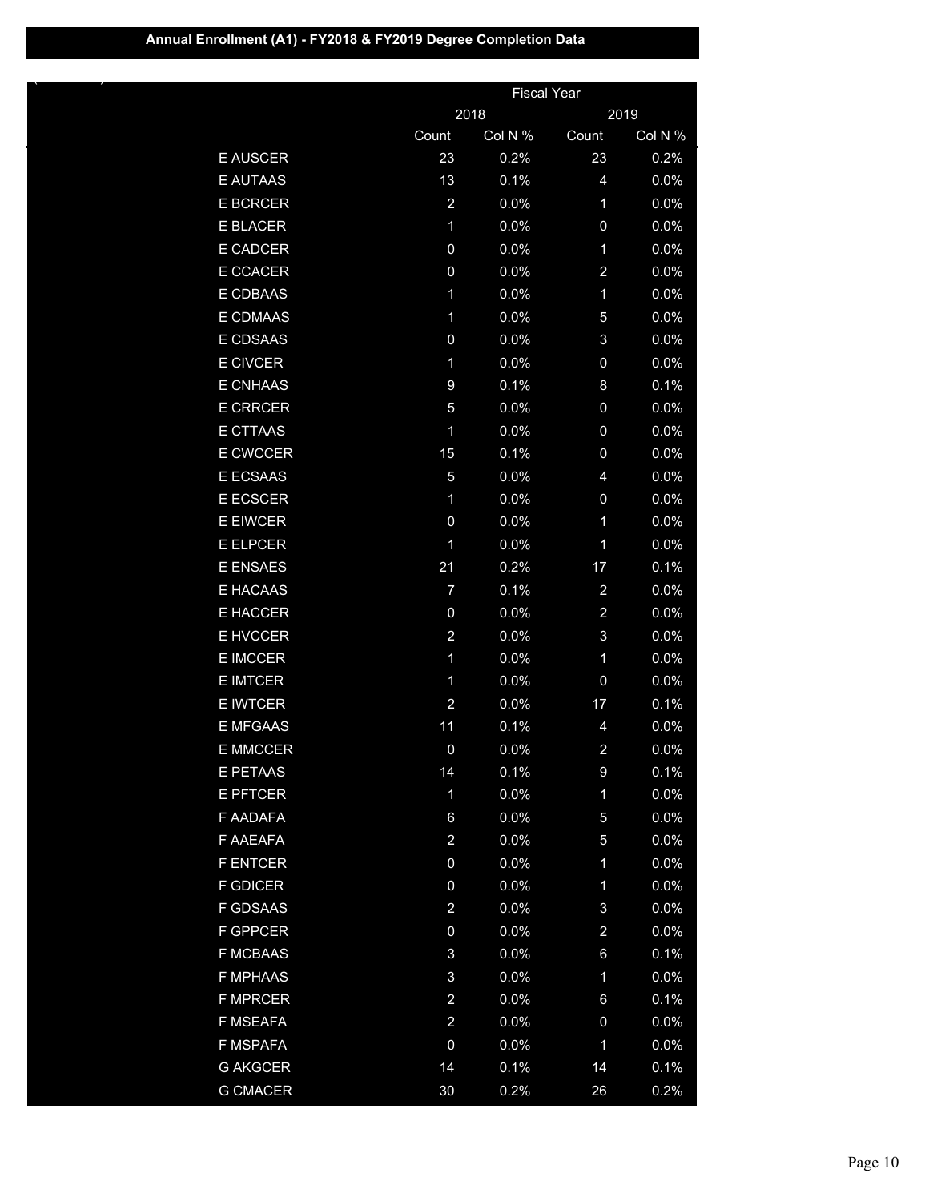**Annual Enrollment (A1) - FY2018 & FY2019 Degree Completion Data**

| | Fiscal Year | | | |
|---|---|---|---|---|
| | 2018 | | 2019 | |
| | Count | Col N % | Count | Col N % |
| E AUSCER | 23 | 0.2% | 23 | 0.2% |
| E AUTAAS | 13 | 0.1% | 4 | 0.0% |
| E BCRCER | 2 | 0.0% | 1 | 0.0% |
| E BLACER | 1 | 0.0% | 0 | 0.0% |
| E CADCER | 0 | 0.0% | 1 | 0.0% |
| E CCACER | 0 | 0.0% | 2 | 0.0% |
| E CDBAAS | 1 | 0.0% | 1 | 0.0% |
| E CDMAAS | 1 | 0.0% | 5 | 0.0% |
| E CDSAAS | 0 | 0.0% | 3 | 0.0% |
| E CIVCER | 1 | 0.0% | 0 | 0.0% |
| E CNHAAS | 9 | 0.1% | 8 | 0.1% |
| E CRRCER | 5 | 0.0% | 0 | 0.0% |
| E CTTAAS | 1 | 0.0% | 0 | 0.0% |
| E CWCCER | 15 | 0.1% | 0 | 0.0% |
| E ECSAAS | 5 | 0.0% | 4 | 0.0% |
| E ECSCER | 1 | 0.0% | 0 | 0.0% |
| E EIWCER | 0 | 0.0% | 1 | 0.0% |
| E ELPCER | 1 | 0.0% | 1 | 0.0% |
| E ENSAES | 21 | 0.2% | 17 | 0.1% |
| E HACAAS | 7 | 0.1% | 2 | 0.0% |
| E HACCER | 0 | 0.0% | 2 | 0.0% |
| E HVCCER | 2 | 0.0% | 3 | 0.0% |
| E IMCCER | 1 | 0.0% | 1 | 0.0% |
| E IMTCER | 1 | 0.0% | 0 | 0.0% |
| E IWTCER | 2 | 0.0% | 17 | 0.1% |
| E MFGAAS | 11 | 0.1% | 4 | 0.0% |
| E MMCCER | 0 | 0.0% | 2 | 0.0% |
| E PETAAS | 14 | 0.1% | 9 | 0.1% |
| E PFTCER | 1 | 0.0% | 1 | 0.0% |
| F AADAFA | 6 | 0.0% | 5 | 0.0% |
| F AAEAFA | 2 | 0.0% | 5 | 0.0% |
| F ENTCER | 0 | 0.0% | 1 | 0.0% |
| F GDICER | 0 | 0.0% | 1 | 0.0% |
| F GDSAAS | 2 | 0.0% | 3 | 0.0% |
| F GPPCER | 0 | 0.0% | 2 | 0.0% |
| F MCBAAS | 3 | 0.0% | 6 | 0.1% |
| F MPHAAS | 3 | 0.0% | 1 | 0.0% |
| F MPRCER | 2 | 0.0% | 6 | 0.1% |
| F MSEAFA | 2 | 0.0% | 0 | 0.0% |
| F MSPAFA | 0 | 0.0% | 1 | 0.0% |
| G AKGCER | 14 | 0.1% | 14 | 0.1% |
| G CMACER | 30 | 0.2% | 26 | 0.2% |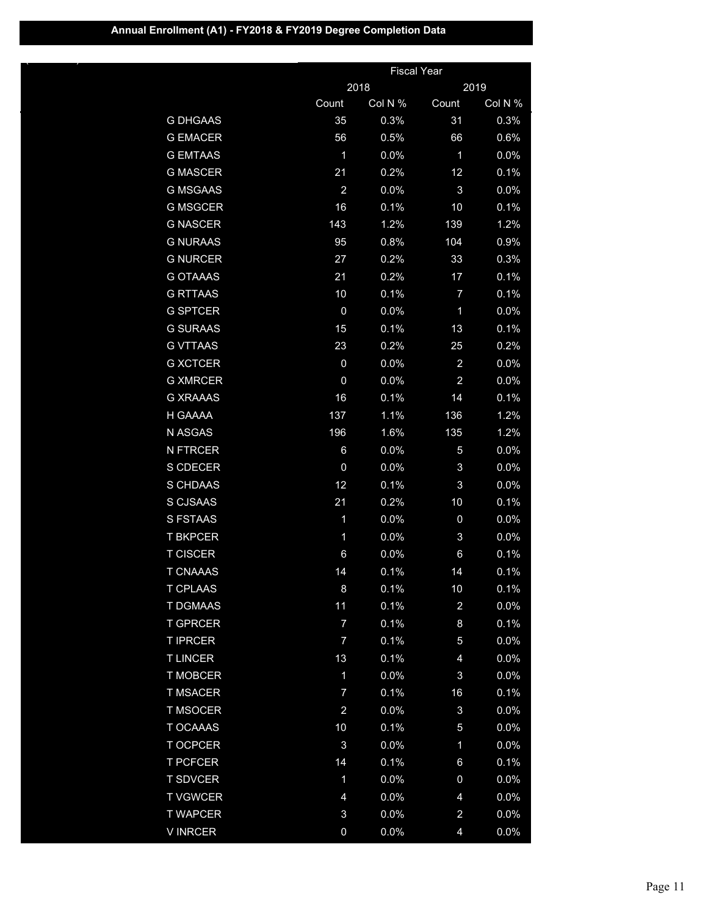## Annual Enrollment (A1) - FY2018 & FY2019 Degree Completion Data

| | Fiscal Year | | | |
|---|---|---|---|---|
| | 2018 | | 2019 | |
| | Count | Col N % | Count | Col N % |
| G DHGAAS | 35 | 0.3% | 31 | 0.3% |
| G EMACER | 56 | 0.5% | 66 | 0.6% |
| G EMTAAS | 1 | 0.0% | 1 | 0.0% |
| G MASCER | 21 | 0.2% | 12 | 0.1% |
| G MSGAAS | 2 | 0.0% | 3 | 0.0% |
| G MSGCER | 16 | 0.1% | 10 | 0.1% |
| G NASCER | 143 | 1.2% | 139 | 1.2% |
| G NURAAS | 95 | 0.8% | 104 | 0.9% |
| G NURCER | 27 | 0.2% | 33 | 0.3% |
| G OTAAAS | 21 | 0.2% | 17 | 0.1% |
| G RTTAAS | 10 | 0.1% | 7 | 0.1% |
| G SPTCER | 0 | 0.0% | 1 | 0.0% |
| G SURAAS | 15 | 0.1% | 13 | 0.1% |
| G VTTAAS | 23 | 0.2% | 25 | 0.2% |
| G XCTCER | 0 | 0.0% | 2 | 0.0% |
| G XMRCER | 0 | 0.0% | 2 | 0.0% |
| G XRAAAS | 16 | 0.1% | 14 | 0.1% |
| H GAAAA | 137 | 1.1% | 136 | 1.2% |
| N ASGAS | 196 | 1.6% | 135 | 1.2% |
| N FTRCER | 6 | 0.0% | 5 | 0.0% |
| S CDECER | 0 | 0.0% | 3 | 0.0% |
| S CHDAAS | 12 | 0.1% | 3 | 0.0% |
| S CJSAAS | 21 | 0.2% | 10 | 0.1% |
| S FSTAAS | 1 | 0.0% | 0 | 0.0% |
| T BKPCER | 1 | 0.0% | 3 | 0.0% |
| T CISCER | 6 | 0.0% | 6 | 0.1% |
| T CNAAAS | 14 | 0.1% | 14 | 0.1% |
| T CPLAAS | 8 | 0.1% | 10 | 0.1% |
| T DGMAAS | 11 | 0.1% | 2 | 0.0% |
| T GPRCER | 7 | 0.1% | 8 | 0.1% |
| T IPRCER | 7 | 0.1% | 5 | 0.0% |
| T LINCER | 13 | 0.1% | 4 | 0.0% |
| T MOBCER | 1 | 0.0% | 3 | 0.0% |
| T MSACER | 7 | 0.1% | 16 | 0.1% |
| T MSOCER | 2 | 0.0% | 3 | 0.0% |
| T OCAAAS | 10 | 0.1% | 5 | 0.0% |
| T OCPCER | 3 | 0.0% | 1 | 0.0% |
| T PCFCER | 14 | 0.1% | 6 | 0.1% |
| T SDVCER | 1 | 0.0% | 0 | 0.0% |
| T VGWCER | 4 | 0.0% | 4 | 0.0% |
| T WAPCER | 3 | 0.0% | 2 | 0.0% |
| V INRCER | 0 | 0.0% | 4 | 0.0% |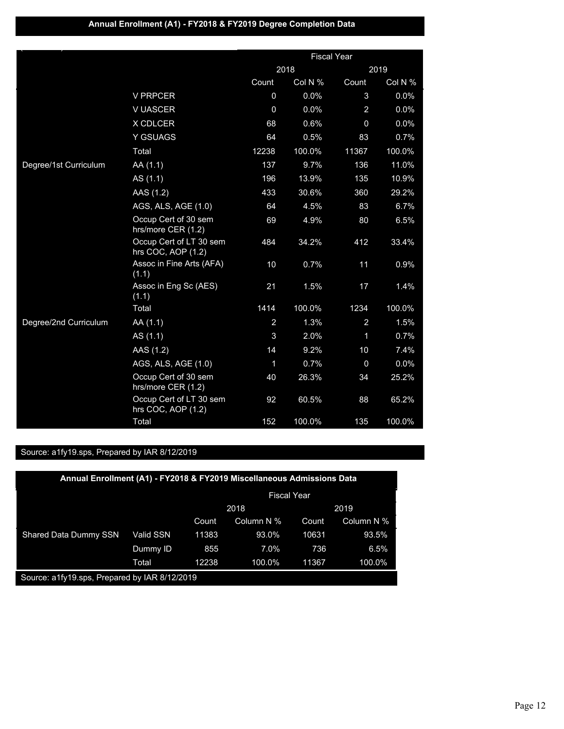## Annual Enrollment (A1) - FY2018 & FY2019 Degree Completion Data

| | | Fiscal Year | | | |
|---|---|---|---|---|---|
| | | 2018 | | 2019 | |
| | | Count | Col N % | Count | Col N % |
| | V PRPCER | 0 | 0.0% | 3 | 0.0% |
| | V UASCER | 0 | 0.0% | 2 | 0.0% |
| | X CDLCER | 68 | 0.6% | 0 | 0.0% |
| | Y GSUAGS | 64 | 0.5% | 83 | 0.7% |
| | Total | 12238 | 100.0% | 11367 | 100.0% |
| Degree/1st Curriculum | AA (1.1) | 137 | 9.7% | 136 | 11.0% |
| | AS (1.1) | 196 | 13.9% | 135 | 10.9% |
| | AAS (1.2) | 433 | 30.6% | 360 | 29.2% |
| | AGS, ALS, AGE (1.0) | 64 | 4.5% | 83 | 6.7% |
| | Occup Cert of 30 sem hrs/more CER (1.2) | 69 | 4.9% | 80 | 6.5% |
| | Occup Cert of LT 30 sem hrs COC, AOP (1.2) | 484 | 34.2% | 412 | 33.4% |
| | Assoc in Fine Arts (AFA) (1.1) | 10 | 0.7% | 11 | 0.9% |
| | Assoc in Eng Sc (AES) (1.1) | 21 | 1.5% | 17 | 1.4% |
| | Total | 1414 | 100.0% | 1234 | 100.0% |
| Degree/2nd Curriculum | AA (1.1) | 2 | 1.3% | 2 | 1.5% |
| | AS (1.1) | 3 | 2.0% | 1 | 0.7% |
| | AAS (1.2) | 14 | 9.2% | 10 | 7.4% |
| | AGS, ALS, AGE (1.0) | 1 | 0.7% | 0 | 0.0% |
| | Occup Cert of 30 sem hrs/more CER (1.2) | 40 | 26.3% | 34 | 25.2% |
| | Occup Cert of LT 30 sem hrs COC, AOP (1.2) | 92 | 60.5% | 88 | 65.2% |
| | Total | 152 | 100.0% | 135 | 100.0% |

Source: a1fy19.sps, Prepared by IAR 8/12/2019

## Annual Enrollment (A1) - FY2018 & FY2019 Miscellaneous Admissions Data

| | | Fiscal Year | | | |
|---|---|---|---|---|---|
| | | 2018 | | 2019 | |
| | | Count | Column N % | Count | Column N % |
| Shared Data Dummy SSN | Valid SSN | 11383 | 93.0% | 10631 | 93.5% |
| | Dummy ID | 855 | 7.0% | 736 | 6.5% |
| | Total | 12238 | 100.0% | 11367 | 100.0% |

Source: a1fy19.sps, Prepared by IAR 8/12/2019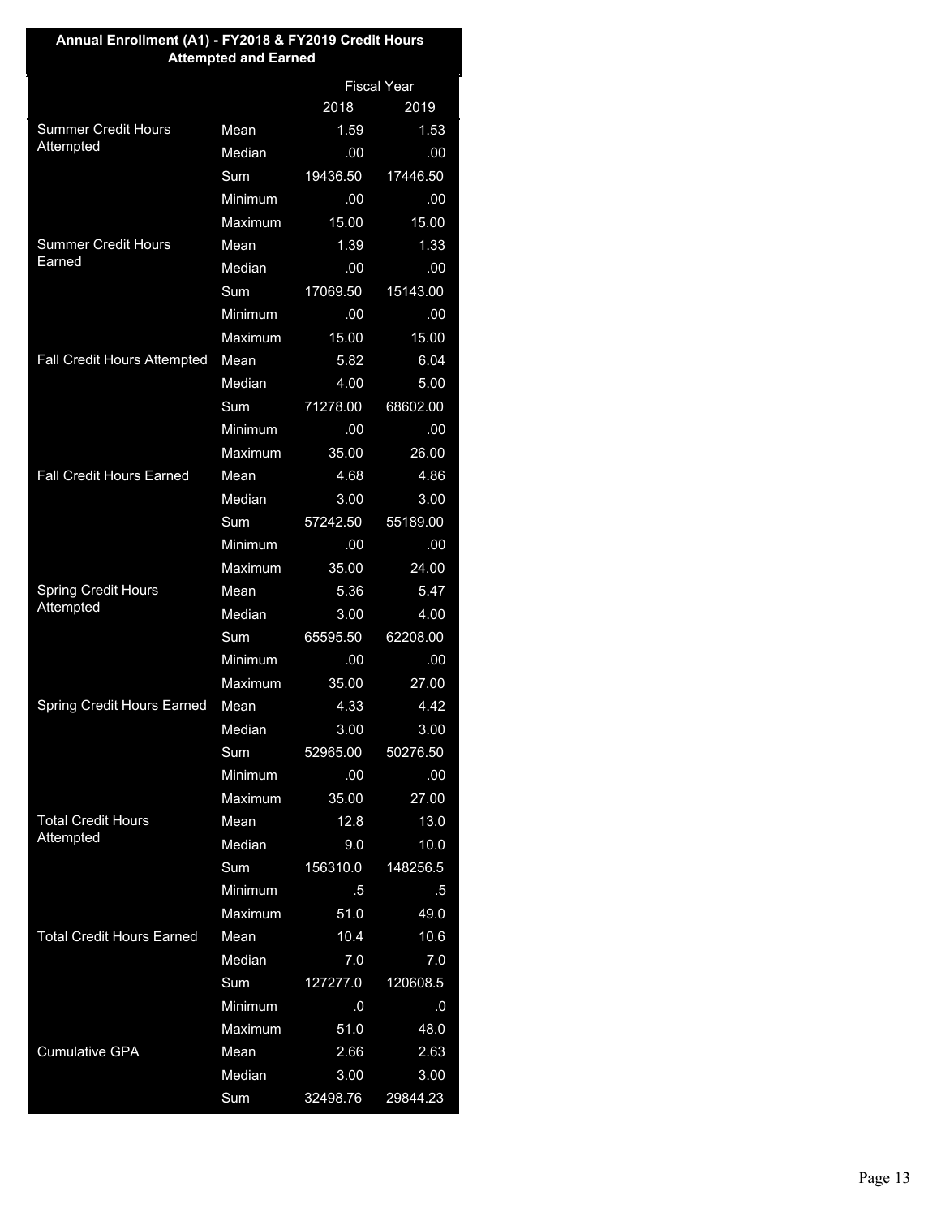| Annual Enrollment (A1) - FY2018 & FY2019 Credit Hours Attempted and Earned | | | |
|---|---|---|---|
| | | Fiscal Year | |
| | | 2018 | 2019 |
| Summer Credit Hours Attempted | Mean | 1.59 | 1.53 |
| | Median | .00 | .00 |
| | Sum | 19436.50 | 17446.50 |
| | Minimum | .00 | .00 |
| | Maximum | 15.00 | 15.00 |
| Summer Credit Hours Earned | Mean | 1.39 | 1.33 |
| | Median | .00 | .00 |
| | Sum | 17069.50 | 15143.00 |
| | Minimum | .00 | .00 |
| | Maximum | 15.00 | 15.00 |
| Fall Credit Hours Attempted | Mean | 5.82 | 6.04 |
| | Median | 4.00 | 5.00 |
| | Sum | 71278.00 | 68602.00 |
| | Minimum | .00 | .00 |
| | Maximum | 35.00 | 26.00 |
| Fall Credit Hours Earned | Mean | 4.68 | 4.86 |
| | Median | 3.00 | 3.00 |
| | Sum | 57242.50 | 55189.00 |
| | Minimum | .00 | .00 |
| | Maximum | 35.00 | 24.00 |
| Spring Credit Hours Attempted | Mean | 5.36 | 5.47 |
| | Median | 3.00 | 4.00 |
| | Sum | 65595.50 | 62208.00 |
| | Minimum | .00 | .00 |
| | Maximum | 35.00 | 27.00 |
| Spring Credit Hours Earned | Mean | 4.33 | 4.42 |
| | Median | 3.00 | 3.00 |
| | Sum | 52965.00 | 50276.50 |
| | Minimum | .00 | .00 |
| | Maximum | 35.00 | 27.00 |
| Total Credit Hours Attempted | Mean | 12.8 | 13.0 |
| | Median | 9.0 | 10.0 |
| | Sum | 156310.0 | 148256.5 |
| | Minimum | .5 | .5 |
| | Maximum | 51.0 | 49.0 |
| Total Credit Hours Earned | Mean | 10.4 | 10.6 |
| | Median | 7.0 | 7.0 |
| | Sum | 127277.0 | 120608.5 |
| | Minimum | .0 | .0 |
| | Maximum | 51.0 | 48.0 |
| Cumulative GPA | Mean | 2.66 | 2.63 |
| | Median | 3.00 | 3.00 |
| | Sum | 32498.76 | 29844.23 |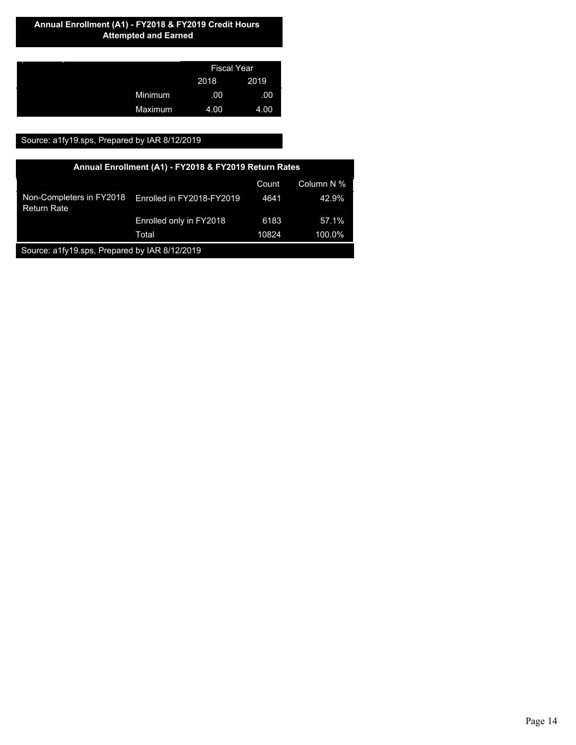**Annual Enrollment (A1) - FY2018 & FY2019 Credit Hours Attempted and Earned**

| | Fiscal Year | |
|---|---|---|
| | 2018 | 2019 |
| Minimum | .00 | .00 |
| Maximum | 4.00 | 4.00 |

Source: a1fy19.sps, Prepared by IAR 8/12/2019

**Annual Enrollment (A1) - FY2018 & FY2019 Return Rates**

| | | Count | Column N % |
|---|---|---|---|
| Non-Completers in FY2018 Return Rate | Enrolled in FY2018-FY2019 | 4641 | 42.9% |
| | Enrolled only in FY2018 | 6183 | 57.1% |
| | Total | 10824 | 100.0% |

Source: a1fy19.sps, Prepared by IAR 8/12/2019